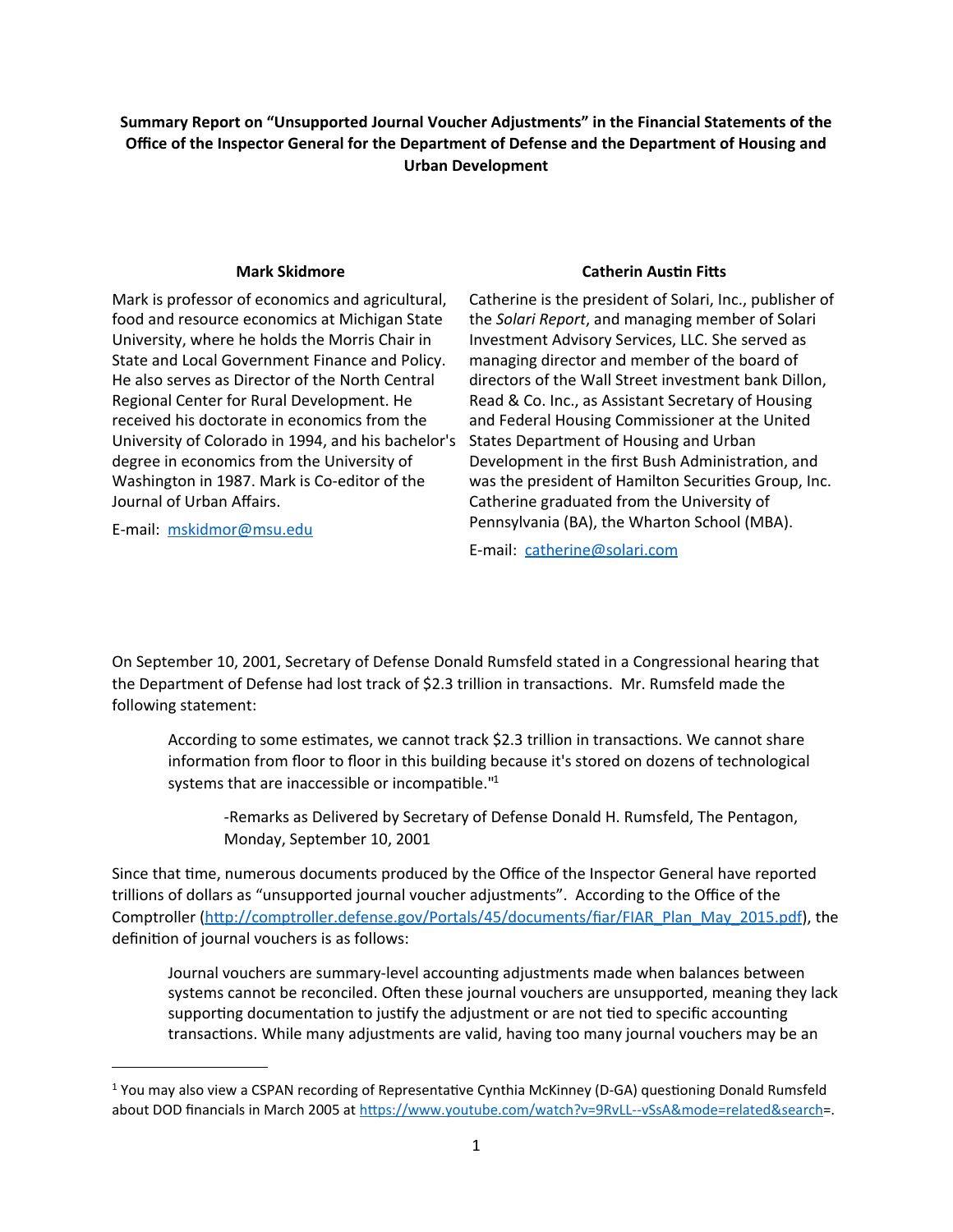**Summary Report on "Unsupported Journal Voucher Adjustments" in the Financial Statements of the Office of the Inspector General for the Department of Defense and the Department of Housing and Urban Development**

**Mark Skidmore**

Mark is professor of economics and agricultural, food and resource economics at Michigan State University, where he holds the Morris Chair in State and Local Government Finance and Policy. He also serves as Director of the North Central Regional Center for Rural Development. He received his doctorate in economics from the University of Colorado in 1994, and his bachelor's degree in economics from the University of Washington in 1987. Mark is Co-editor of the Journal of Urban Affairs.

E-mail: [mskidmor@msu.edu](mailto:mskidmor@msu.edu)

**Catherin Austin Fitts**

Catherine is the president of Solari, Inc., publisher of the *Solari Report*, and managing member of Solari Investment Advisory Services, LLC. She served as managing director and member of the board of directors of the Wall Street investment bank Dillon, Read & Co. Inc., as Assistant Secretary of Housing and Federal Housing Commissioner at the United States Department of Housing and Urban Development in the first Bush Administration, and was the president of Hamilton Securities Group, Inc. Catherine graduated from the University of Pennsylvania (BA), the Wharton School (MBA).

E-mail: [catherine@solari.com](mailto:catherine@solari.com)

On September 10, 2001, Secretary of Defense Donald Rumsfeld stated in a Congressional hearing that the Department of Defense had lost track of $2.3 trillion in transactions. Mr. Rumsfeld made the following statement:

> According to some estimates, we cannot track $2.3 trillion in transactions. We cannot share information from floor to floor in this building because it's stored on dozens of technological systems that are inaccessible or incompatible."[1]
>
> -Remarks as Delivered by Secretary of Defense Donald H. Rumsfeld, The Pentagon, Monday, September 10, 2001

Since that time, numerous documents produced by the Office of the Inspector General have reported trillions of dollars as "unsupported journal voucher adjustments". According to the Office of the Comptroller (http://comptroller.defense.gov/Portals/45/documents/fiar/FIAR_Plan_May_2015.pdf), the definition of journal vouchers is as follows:

> Journal vouchers are summary-level accounting adjustments made when balances between systems cannot be reconciled. Often these journal vouchers are unsupported, meaning they lack supporting documentation to justify the adjustment or are not tied to specific accounting transactions. While many adjustments are valid, having too many journal vouchers may be an

[1] You may also view a CSPAN recording of Representative Cynthia McKinney (D-GA) questioning Donald Rumsfeld about DOD financials in March 2005 at https://www.youtube.com/watch?v=9RvLL--vSsA&mode=related&search=.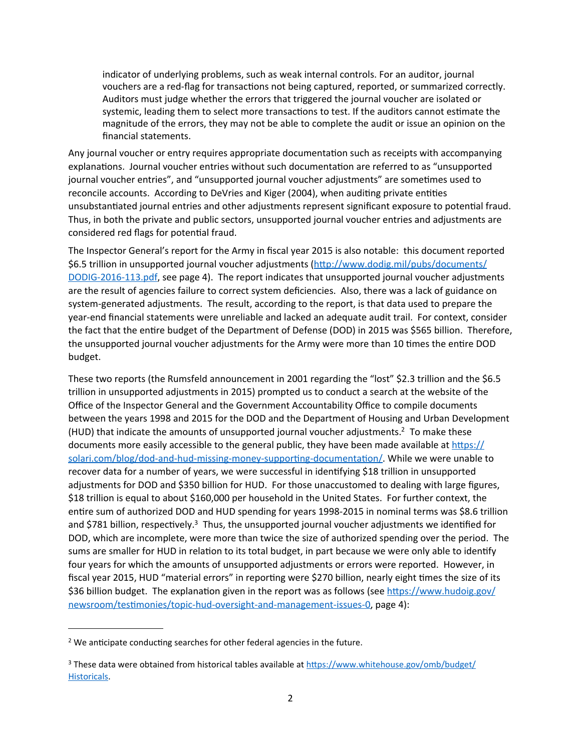> indicator of underlying problems, such as weak internal controls. For an auditor, journal vouchers are a red-flag for transactions not being captured, reported, or summarized correctly. Auditors must judge whether the errors that triggered the journal voucher are isolated or systemic, leading them to select more transactions to test. If the auditors cannot estimate the magnitude of the errors, they may not be able to complete the audit or issue an opinion on the financial statements.

Any journal voucher or entry requires appropriate documentation such as receipts with accompanying explanations. Journal voucher entries without such documentation are referred to as "unsupported journal voucher entries", and "unsupported journal voucher adjustments" are sometimes used to reconcile accounts. According to DeVries and Kiger (2004), when auditing private entities unsubstantiated journal entries and other adjustments represent significant exposure to potential fraud. Thus, in both the private and public sectors, unsupported journal voucher entries and adjustments are considered red flags for potential fraud.

The Inspector General's report for the Army in fiscal year 2015 is also notable: this document reported $6.5 trillion in unsupported journal voucher adjustments (http://www.dodig.mil/pubs/documents/DODIG-2016-113.pdf, see page 4). The report indicates that unsupported journal voucher adjustments are the result of agencies failure to correct system deficiencies. Also, there was a lack of guidance on system-generated adjustments. The result, according to the report, is that data used to prepare the year-end financial statements were unreliable and lacked an adequate audit trail. For context, consider the fact that the entire budget of the Department of Defense (DOD) in 2015 was $565 billion. Therefore, the unsupported journal voucher adjustments for the Army were more than 10 times the entire DOD budget.

These two reports (the Rumsfeld announcement in 2001 regarding the "lost" $2.3 trillion and the $6.5 trillion in unsupported adjustments in 2015) prompted us to conduct a search at the website of the Office of the Inspector General and the Government Accountability Office to compile documents between the years 1998 and 2015 for the DOD and the Department of Housing and Urban Development (HUD) that indicate the amounts of unsupported journal voucher adjustments.[2] To make these documents more easily accessible to the general public, they have been made available at https://solari.com/blog/dod-and-hud-missing-money-supporting-documentation/. While we were unable to recover data for a number of years, we were successful in identifying $18 trillion in unsupported adjustments for DOD and $350 billion for HUD. For those unaccustomed to dealing with large figures, $18 trillion is equal to about $160,000 per household in the United States. For further context, the entire sum of authorized DOD and HUD spending for years 1998-2015 in nominal terms was $8.6 trillion and $781 billion, respectively.[3] Thus, the unsupported journal voucher adjustments we identified for DOD, which are incomplete, were more than twice the size of authorized spending over the period. The sums are smaller for HUD in relation to its total budget, in part because we were only able to identify four years for which the amounts of unsupported adjustments or errors were reported. However, in fiscal year 2015, HUD "material errors" in reporting were $270 billion, nearly eight times the size of its $36 billion budget. The explanation given in the report was as follows (see https://www.hudoig.gov/newsroom/testimonies/topic-hud-oversight-and-management-issues-0, page 4):

---

[2] We anticipate conducting searches for other federal agencies in the future.

[3] These data were obtained from historical tables available at https://www.whitehouse.gov/omb/budget/Historicals.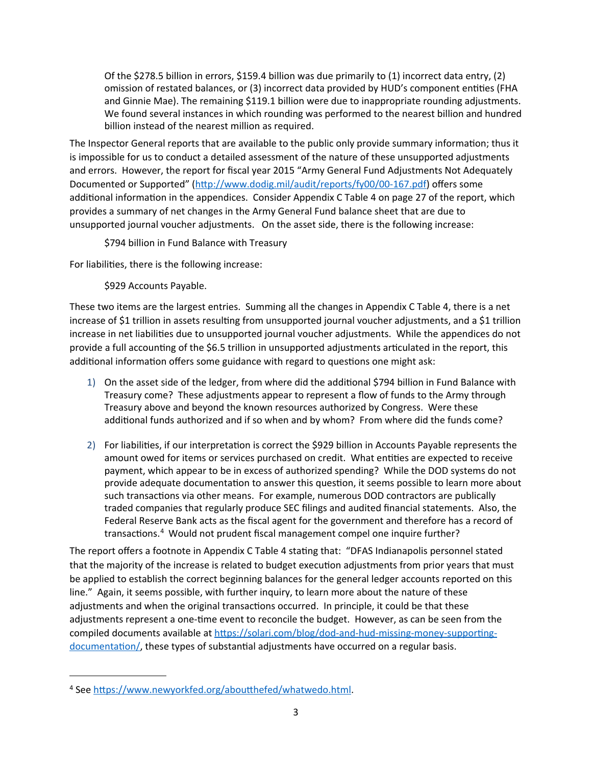> Of the \$278.5 billion in errors, \$159.4 billion was due primarily to (1) incorrect data entry, (2) omission of restated balances, or (3) incorrect data provided by HUD's component entities (FHA and Ginnie Mae). The remaining \$119.1 billion were due to inappropriate rounding adjustments. We found several instances in which rounding was performed to the nearest billion and hundred billion instead of the nearest million as required.

The Inspector General reports that are available to the public only provide summary information; thus it is impossible for us to conduct a detailed assessment of the nature of these unsupported adjustments and errors. However, the report for fiscal year 2015 "Army General Fund Adjustments Not Adequately Documented or Supported" (http://www.dodig.mil/audit/reports/fy00/00-167.pdf) offers some additional information in the appendices. Consider Appendix C Table 4 on page 27 of the report, which provides a summary of net changes in the Army General Fund balance sheet that are due to unsupported journal voucher adjustments. On the asset side, there is the following increase:

> \$794 billion in Fund Balance with Treasury

For liabilities, there is the following increase:

> \$929 Accounts Payable.

These two items are the largest entries. Summing all the changes in Appendix C Table 4, there is a net increase of \$1 trillion in assets resulting from unsupported journal voucher adjustments, and a \$1 trillion increase in net liabilities due to unsupported journal voucher adjustments. While the appendices do not provide a full accounting of the \$6.5 trillion in unsupported adjustments articulated in the report, this additional information offers some guidance with regard to questions one might ask:

1) On the asset side of the ledger, from where did the additional \$794 billion in Fund Balance with Treasury come? These adjustments appear to represent a flow of funds to the Army through Treasury above and beyond the known resources authorized by Congress. Were these additional funds authorized and if so when and by whom? From where did the funds come?

2) For liabilities, if our interpretation is correct the \$929 billion in Accounts Payable represents the amount owed for items or services purchased on credit. What entities are expected to receive payment, which appear to be in excess of authorized spending? While the DOD systems do not provide adequate documentation to answer this question, it seems possible to learn more about such transactions via other means. For example, numerous DOD contractors are publically traded companies that regularly produce SEC filings and audited financial statements. Also, the Federal Reserve Bank acts as the fiscal agent for the government and therefore has a record of transactions.[4] Would not prudent fiscal management compel one inquire further?

The report offers a footnote in Appendix C Table 4 stating that: "DFAS Indianapolis personnel stated that the majority of the increase is related to budget execution adjustments from prior years that must be applied to establish the correct beginning balances for the general ledger accounts reported on this line." Again, it seems possible, with further inquiry, to learn more about the nature of these adjustments and when the original transactions occurred. In principle, it could be that these adjustments represent a one-time event to reconcile the budget. However, as can be seen from the compiled documents available at https://solari.com/blog/dod-and-hud-missing-money-supporting-documentation/, these types of substantial adjustments have occurred on a regular basis.

---

[4] See https://www.newyorkfed.org/aboutthefed/whatwedo.html.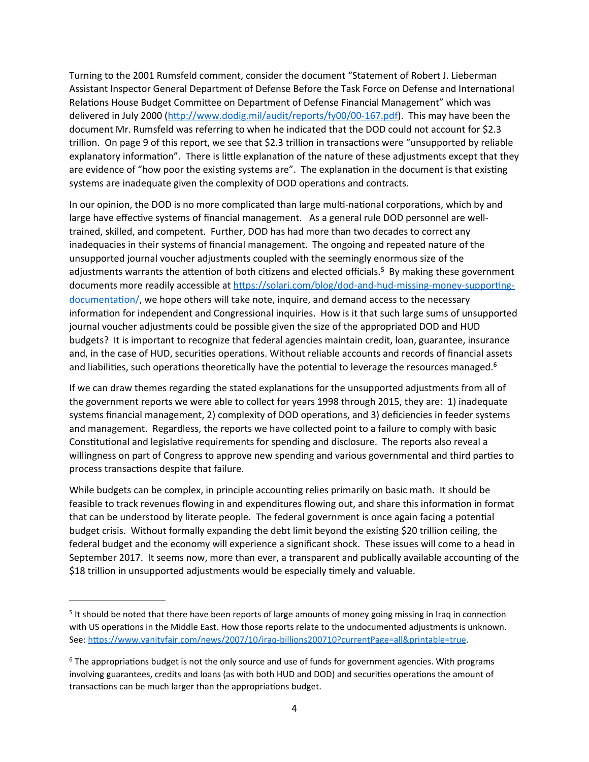Turning to the 2001 Rumsfeld comment, consider the document "Statement of Robert J. Lieberman Assistant Inspector General Department of Defense Before the Task Force on Defense and International Relations House Budget Committee on Department of Defense Financial Management" which was delivered in July 2000 (http://www.dodig.mil/audit/reports/fy00/00-167.pdf). This may have been the document Mr. Rumsfeld was referring to when he indicated that the DOD could not account for $2.3 trillion. On page 9 of this report, we see that $2.3 trillion in transactions were "unsupported by reliable explanatory information". There is little explanation of the nature of these adjustments except that they are evidence of "how poor the existing systems are". The explanation in the document is that existing systems are inadequate given the complexity of DOD operations and contracts.

In our opinion, the DOD is no more complicated than large multi-national corporations, which by and large have effective systems of financial management. As a general rule DOD personnel are well-trained, skilled, and competent. Further, DOD has had more than two decades to correct any inadequacies in their systems of financial management. The ongoing and repeated nature of the unsupported journal voucher adjustments coupled with the seemingly enormous size of the adjustments warrants the attention of both citizens and elected officials.[5] By making these government documents more readily accessible at https://solari.com/blog/dod-and-hud-missing-money-supporting-documentation/, we hope others will take note, inquire, and demand access to the necessary information for independent and Congressional inquiries. How is it that such large sums of unsupported journal voucher adjustments could be possible given the size of the appropriated DOD and HUD budgets? It is important to recognize that federal agencies maintain credit, loan, guarantee, insurance and, in the case of HUD, securities operations. Without reliable accounts and records of financial assets and liabilities, such operations theoretically have the potential to leverage the resources managed.[6]

If we can draw themes regarding the stated explanations for the unsupported adjustments from all of the government reports we were able to collect for years 1998 through 2015, they are: 1) inadequate systems financial management, 2) complexity of DOD operations, and 3) deficiencies in feeder systems and management. Regardless, the reports we have collected point to a failure to comply with basic Constitutional and legislative requirements for spending and disclosure. The reports also reveal a willingness on part of Congress to approve new spending and various governmental and third parties to process transactions despite that failure.

While budgets can be complex, in principle accounting relies primarily on basic math. It should be feasible to track revenues flowing in and expenditures flowing out, and share this information in format that can be understood by literate people. The federal government is once again facing a potential budget crisis. Without formally expanding the debt limit beyond the existing $20 trillion ceiling, the federal budget and the economy will experience a significant shock. These issues will come to a head in September 2017. It seems now, more than ever, a transparent and publically available accounting of the $18 trillion in unsupported adjustments would be especially timely and valuable.

---

[5] It should be noted that there have been reports of large amounts of money going missing in Iraq in connection with US operations in the Middle East. How those reports relate to the undocumented adjustments is unknown. See: https://www.vanityfair.com/news/2007/10/iraq-billions200710?currentPage=all&printable=true.

[6] The appropriations budget is not the only source and use of funds for government agencies. With programs involving guarantees, credits and loans (as with both HUD and DOD) and securities operations the amount of transactions can be much larger than the appropriations budget.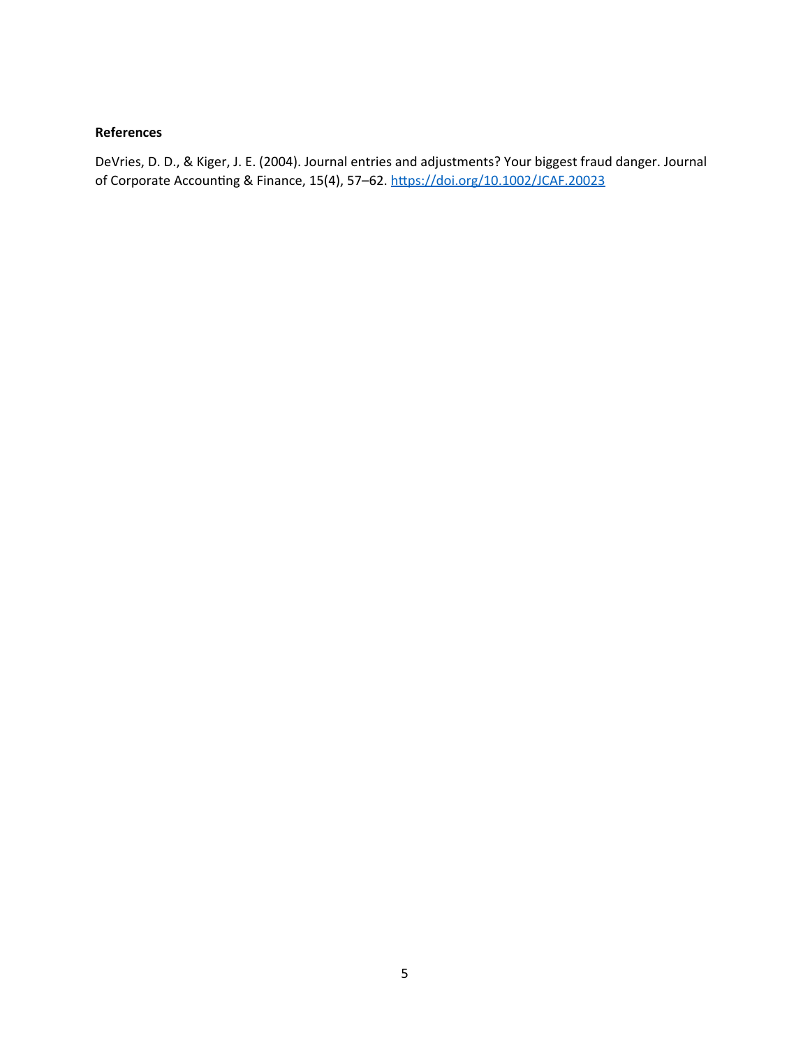**References**

DeVries, D. D., & Kiger, J. E. (2004). Journal entries and adjustments? Your biggest fraud danger. Journal of Corporate Accounting & Finance, 15(4), 57–62. https://doi.org/10.1002/JCAF.20023